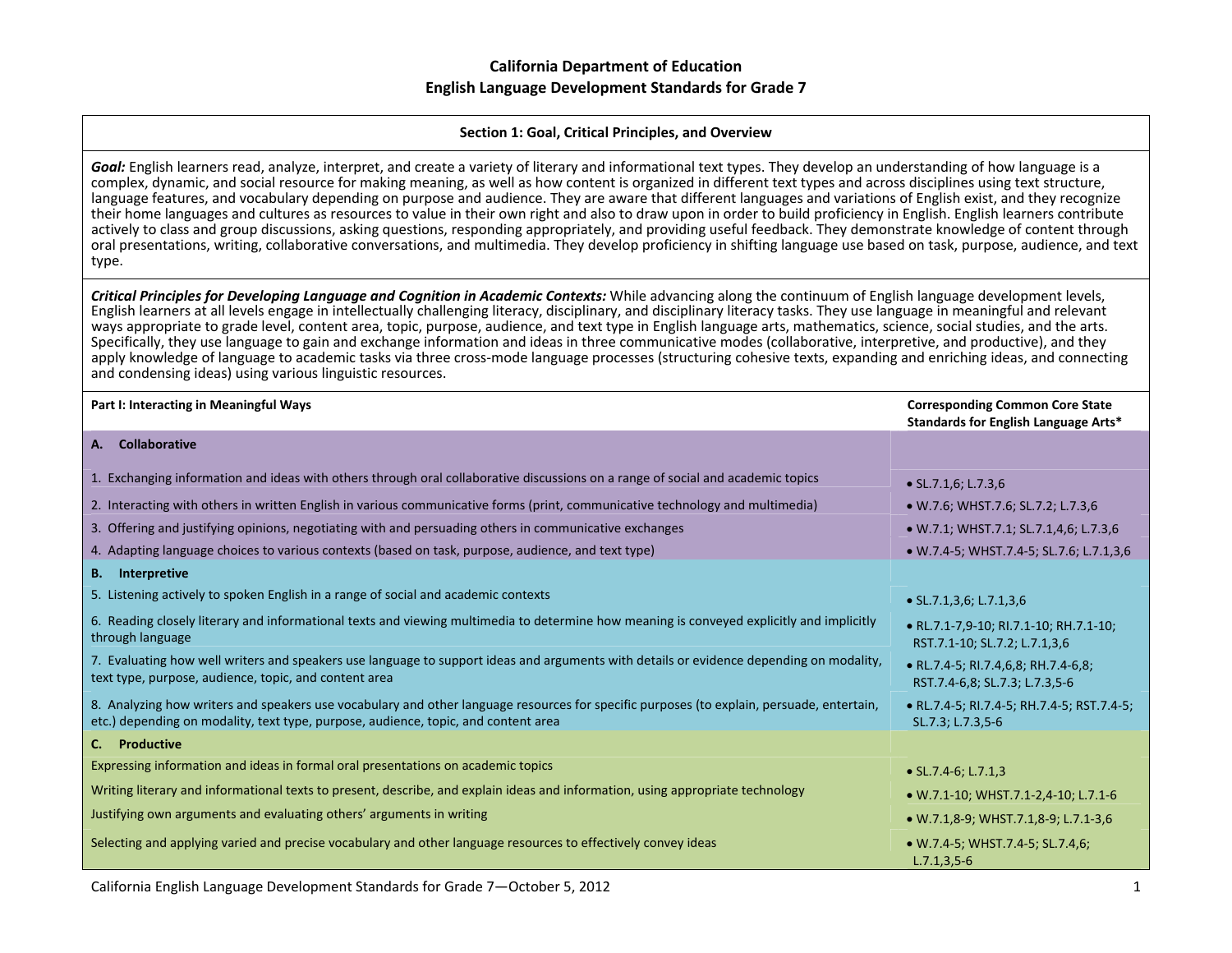# California Department of Education
## English Language Development Standards for Grade 7

### Section 1: Goal, Critical Principles, and Overview

***Goal:*** English learners read, analyze, interpret, and create a variety of literary and informational text types. They develop an understanding of how language is a complex, dynamic, and social resource for making meaning, as well as how content is organized in different text types and across disciplines using text structure, language features, and vocabulary depending on purpose and audience. They are aware that different languages and variations of English exist, and they recognize their home languages and cultures as resources to value in their own right and also to draw upon in order to build proficiency in English. English learners contribute actively to class and group discussions, asking questions, responding appropriately, and providing useful feedback. They demonstrate knowledge of content through oral presentations, writing, collaborative conversations, and multimedia. They develop proficiency in shifting language use based on task, purpose, audience, and text type.

***Critical Principles for Developing Language and Cognition in Academic Contexts:*** While advancing along the continuum of English language development levels, English learners at all levels engage in intellectually challenging literacy, disciplinary, and disciplinary literacy tasks. They use language in meaningful and relevant ways appropriate to grade level, content area, topic, purpose, audience, and text type in English language arts, mathematics, science, social studies, and the arts. Specifically, they use language to gain and exchange information and ideas in three communicative modes (collaborative, interpretive, and productive), and they apply knowledge of language to academic tasks via three cross-mode language processes (structuring cohesive texts, expanding and enriching ideas, and connecting and condensing ideas) using various linguistic resources.

| Part I: Interacting in Meaningful Ways | Corresponding Common Core State Standards for English Language Arts* |
|---|---|
| **A. Collaborative** | |
| 1. Exchanging information and ideas with others through oral collaborative discussions on a range of social and academic topics | • SL.7.1,6; L.7.3,6 |
| 2. Interacting with others in written English in various communicative forms (print, communicative technology and multimedia) | • W.7.6; WHST.7.6; SL.7.2; L.7.3,6 |
| 3. Offering and justifying opinions, negotiating with and persuading others in communicative exchanges | • W.7.1; WHST.7.1; SL.7.1,4,6; L.7.3,6 |
| 4. Adapting language choices to various contexts (based on task, purpose, audience, and text type) | • W.7.4-5; WHST.7.4-5; SL.7.6; L.7.1,3,6 |
| **B. Interpretive** | |
| 5. Listening actively to spoken English in a range of social and academic contexts | • SL.7.1,3,6; L.7.1,3,6 |
| 6. Reading closely literary and informational texts and viewing multimedia to determine how meaning is conveyed explicitly and implicitly through language | • RL.7.1-7,9-10; RI.7.1-10; RH.7.1-10; RST.7.1-10; SL.7.2; L.7.1,3,6 |
| 7. Evaluating how well writers and speakers use language to support ideas and arguments with details or evidence depending on modality, text type, purpose, audience, topic, and content area | • RL.7.4-5; RI.7.4,6,8; RH.7.4-6,8; RST.7.4-6,8; SL.7.3; L.7.3,5-6 |
| 8. Analyzing how writers and speakers use vocabulary and other language resources for specific purposes (to explain, persuade, entertain, etc.) depending on modality, text type, purpose, audience, topic, and content area | • RL.7.4-5; RI.7.4-5; RH.7.4-5; RST.7.4-5; SL.7.3; L.7.3,5-6 |
| **C. Productive** | |
| Expressing information and ideas in formal oral presentations on academic topics | • SL.7.4-6; L.7.1,3 |
| Writing literary and informational texts to present, describe, and explain ideas and information, using appropriate technology | • W.7.1-10; WHST.7.1-2,4-10; L.7.1-6 |
| Justifying own arguments and evaluating others' arguments in writing | • W.7.1,8-9; WHST.7.1,8-9; L.7.1-3,6 |
| Selecting and applying varied and precise vocabulary and other language resources to effectively convey ideas | • W.7.4-5; WHST.7.4-5; SL.7.4,6; L.7.1,3,5-6 |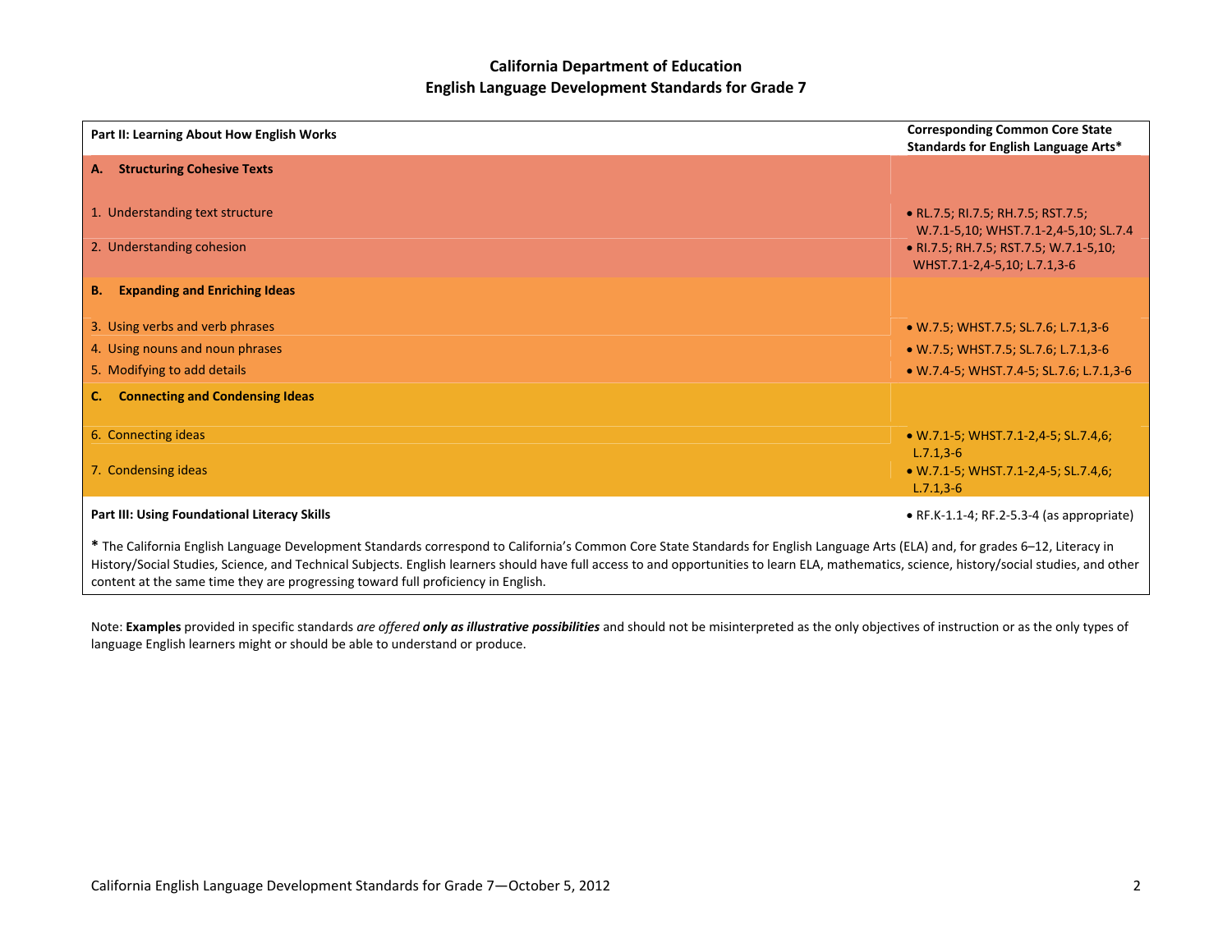## California Department of Education
## English Language Development Standards for Grade 7

| Part II: Learning About How English Works | Corresponding Common Core State Standards for English Language Arts* |
|---|---|
| **A. Structuring Cohesive Texts** | |
| 1. Understanding text structure | • RL.7.5; RI.7.5; RH.7.5; RST.7.5; W.7.1-5,10; WHST.7.1-2,4-5,10; SL.7.4 |
| 2. Understanding cohesion | • RI.7.5; RH.7.5; RST.7.5; W.7.1-5,10; WHST.7.1-2,4-5,10; L.7.1,3-6 |
| **B. Expanding and Enriching Ideas** | |
| 3. Using verbs and verb phrases | • W.7.5; WHST.7.5; SL.7.6; L.7.1,3-6 |
| 4. Using nouns and noun phrases | • W.7.5; WHST.7.5; SL.7.6; L.7.1,3-6 |
| 5. Modifying to add details | • W.7.4-5; WHST.7.4-5; SL.7.6; L.7.1,3-6 |
| **C. Connecting and Condensing Ideas** | |
| 6. Connecting ideas | • W.7.1-5; WHST.7.1-2,4-5; SL.7.4,6; L.7.1,3-6 |
| 7. Condensing ideas | • W.7.1-5; WHST.7.1-2,4-5; SL.7.4,6; L.7.1,3-6 |
| **Part III: Using Foundational Literacy Skills** | • RF.K-1.1-4; RF.2-5.3-4 (as appropriate) |

**\*** The California English Language Development Standards correspond to California's Common Core State Standards for English Language Arts (ELA) and, for grades 6–12, Literacy in History/Social Studies, Science, and Technical Subjects. English learners should have full access to and opportunities to learn ELA, mathematics, science, history/social studies, and other content at the same time they are progressing toward full proficiency in English.

Note: **Examples** provided in specific standards *are offered* ***only as illustrative possibilities*** and should not be misinterpreted as the only objectives of instruction or as the only types of language English learners might or should be able to understand or produce.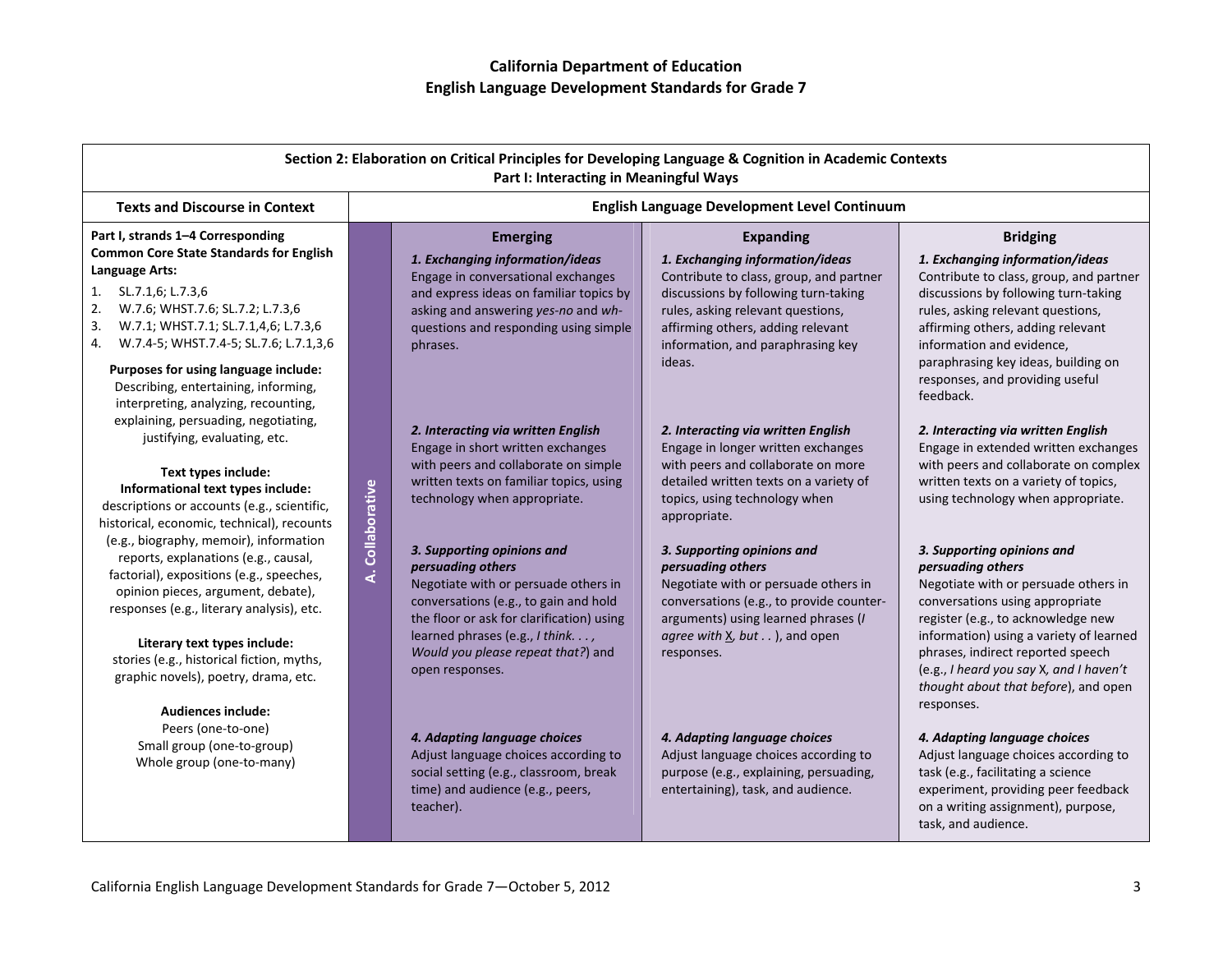# California Department of Education
## English Language Development Standards for Grade 7

**Section 2: Elaboration on Critical Principles for Developing Language & Cognition in Academic Contexts**
**Part I: Interacting in Meaningful Ways**

| Texts and Discourse in Context | | English Language Development Level Continuum | | |
|---|---|---|---|---|
| | | **Emerging** | **Expanding** | **Bridging** |
| **Part I, strands 1–4 Corresponding Common Core State Standards for English Language Arts:**<br>1. SL.7.1,6; L.7.3,6<br>2. W.7.6; WHST.7.6; SL.7.2; L.7.3,6<br>3. W.7.1; WHST.7.1; SL.7.1,4,6; L.7.3,6<br>4. W.7.4-5; WHST.7.4-5; SL.7.6; L.7.1,3,6<br><br>**Purposes for using language include:**<br>Describing, entertaining, informing, interpreting, analyzing, recounting, explaining, persuading, negotiating, justifying, evaluating, etc.<br><br>**Text types include:**<br>**Informational text types include:**<br>descriptions or accounts (e.g., scientific, historical, economic, technical), recounts (e.g., biography, memoir), information reports, explanations (e.g., causal, factorial), expositions (e.g., speeches, opinion pieces, argument, debate), responses (e.g., literary analysis), etc.<br><br>**Literary text types include:**<br>stories (e.g., historical fiction, myths, graphic novels), poetry, drama, etc.<br><br>**Audiences include:**<br>Peers (one-to-one)<br>Small group (one-to-group)<br>Whole group (one-to-many) | **A. Collaborative** | ***1. Exchanging information/ideas***<br>Engage in conversational exchanges and express ideas on familiar topics by asking and answering *yes-no* and *wh-* questions and responding using simple phrases. | ***1. Exchanging information/ideas***<br>Contribute to class, group, and partner discussions by following turn-taking rules, asking relevant questions, affirming others, adding relevant information, and paraphrasing key ideas. | ***1. Exchanging information/ideas***<br>Contribute to class, group, and partner discussions by following turn-taking rules, asking relevant questions, affirming others, adding relevant information and evidence, paraphrasing key ideas, building on responses, and providing useful feedback. |
| | | ***2. Interacting via written English***<br>Engage in short written exchanges with peers and collaborate on simple written texts on familiar topics, using technology when appropriate. | ***2. Interacting via written English***<br>Engage in longer written exchanges with peers and collaborate on more detailed written texts on a variety of topics, using technology when appropriate. | ***2. Interacting via written English***<br>Engage in extended written exchanges with peers and collaborate on complex written texts on a variety of topics, using technology when appropriate. |
| | | ***3. Supporting opinions and persuading others***<br>Negotiate with or persuade others in conversations (e.g., to gain and hold the floor or ask for clarification) using learned phrases (e.g., *I think. . . , Would you please repeat that?*) and open responses. | ***3. Supporting opinions and persuading others***<br>Negotiate with or persuade others in conversations (e.g., to provide counter-arguments) using learned phrases (*I agree with X, but . .* ), and open responses. | ***3. Supporting opinions and persuading others***<br>Negotiate with or persuade others in conversations using appropriate register (e.g., to acknowledge new information) using a variety of learned phrases, indirect reported speech (e.g., *I heard you say* X*, and I haven't thought about that before*), and open responses. |
| | | ***4. Adapting language choices***<br>Adjust language choices according to social setting (e.g., classroom, break time) and audience (e.g., peers, teacher). | ***4. Adapting language choices***<br>Adjust language choices according to purpose (e.g., explaining, persuading, entertaining), task, and audience. | ***4. Adapting language choices***<br>Adjust language choices according to task (e.g., facilitating a science experiment, providing peer feedback on a writing assignment), purpose, task, and audience. |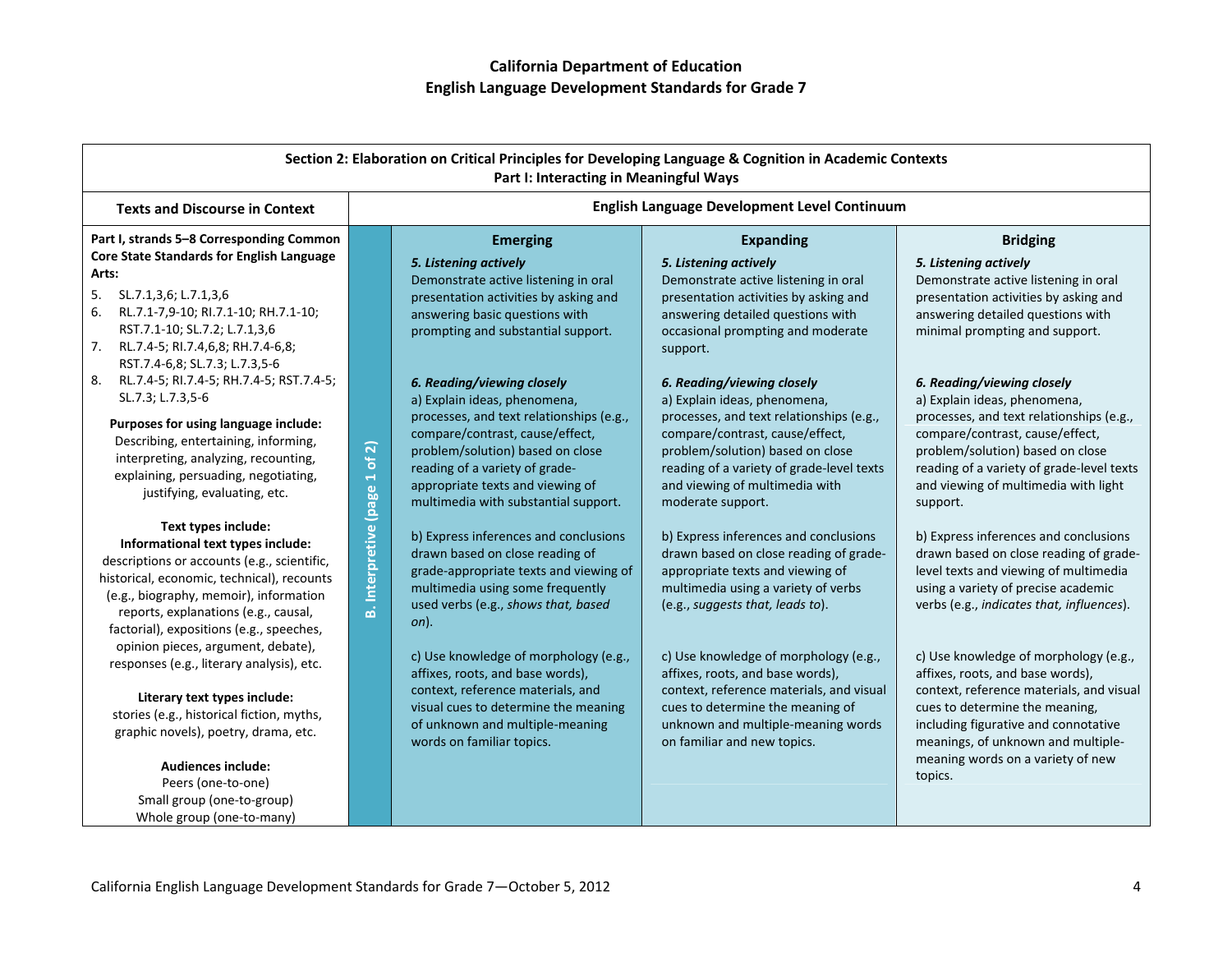# California Department of Education
## English Language Development Standards for Grade 7

| Section 2: Elaboration on Critical Principles for Developing Language & Cognition in Academic Contexts<br>Part I: Interacting in Meaningful Ways | | | | |
|---|---|---|---|---|
| **Texts and Discourse in Context** | | **English Language Development Level Continuum** | | |
| **Part I, strands 5–8 Corresponding Common Core State Standards for English Language Arts:**<br>5. SL.7.1,3,6; L.7.1,3,6<br>6. RL.7.1-7,9-10; RI.7.1-10; RH.7.1-10; RST.7.1-10; SL.7.2; L.7.1,3,6<br>7. RL.7.4-5; RI.7.4,6,8; RH.7.4-6,8; RST.7.4-6,8; SL.7.3; L.7.3,5-6<br>8. RL.7.4-5; RI.7.4-5; RH.7.4-5; RST.7.4-5; SL.7.3; L.7.3,5-6<br><br>**Purposes for using language include:**<br>Describing, entertaining, informing, interpreting, analyzing, recounting, explaining, persuading, negotiating, justifying, evaluating, etc.<br><br>**Text types include:**<br>**Informational text types include:**<br>descriptions or accounts (e.g., scientific, historical, economic, technical), recounts (e.g., biography, memoir), information reports, explanations (e.g., causal, factorial), expositions (e.g., speeches, opinion pieces, argument, debate), responses (e.g., literary analysis), etc.<br><br>**Literary text types include:**<br>stories (e.g., historical fiction, myths, graphic novels), poetry, drama, etc.<br><br>**Audiences include:**<br>Peers (one-to-one)<br>Small group (one-to-group)<br>Whole group (one-to-many) | **B. Interpretive (page 1 of 2)** | **Emerging**<br><br>***5. Listening actively***<br>Demonstrate active listening in oral presentation activities by asking and answering basic questions with prompting and substantial support.<br><br>***6. Reading/viewing closely***<br>a) Explain ideas, phenomena, processes, and text relationships (e.g., compare/contrast, cause/effect, problem/solution) based on close reading of a variety of grade-appropriate texts and viewing of multimedia with substantial support.<br><br>b) Express inferences and conclusions drawn based on close reading of grade-appropriate texts and viewing of multimedia using some frequently used verbs (e.g., *shows that, based on*).<br><br>c) Use knowledge of morphology (e.g., affixes, roots, and base words), context, reference materials, and visual cues to determine the meaning of unknown and multiple-meaning words on familiar topics. | **Expanding**<br><br>***5. Listening actively***<br>Demonstrate active listening in oral presentation activities by asking and answering detailed questions with occasional prompting and moderate support.<br><br>***6. Reading/viewing closely***<br>a) Explain ideas, phenomena, processes, and text relationships (e.g., compare/contrast, cause/effect, problem/solution) based on close reading of a variety of grade-level texts and viewing of multimedia with moderate support.<br><br>b) Express inferences and conclusions drawn based on close reading of grade-appropriate texts and viewing of multimedia using a variety of verbs (e.g., *suggests that, leads to*).<br><br>c) Use knowledge of morphology (e.g., affixes, roots, and base words), context, reference materials, and visual cues to determine the meaning of unknown and multiple-meaning words on familiar and new topics. | **Bridging**<br><br>***5. Listening actively***<br>Demonstrate active listening in oral presentation activities by asking and answering detailed questions with minimal prompting and support.<br><br>***6. Reading/viewing closely***<br>a) Explain ideas, phenomena, processes, and text relationships (e.g., compare/contrast, cause/effect, problem/solution) based on close reading of a variety of grade-level texts and viewing of multimedia with light support.<br><br>b) Express inferences and conclusions drawn based on close reading of grade-level texts and viewing of multimedia using a variety of precise academic verbs (e.g., *indicates that, influences*).<br><br>c) Use knowledge of morphology (e.g., affixes, roots, and base words), context, reference materials, and visual cues to determine the meaning, including figurative and connotative meanings, of unknown and multiple-meaning words on a variety of new topics. |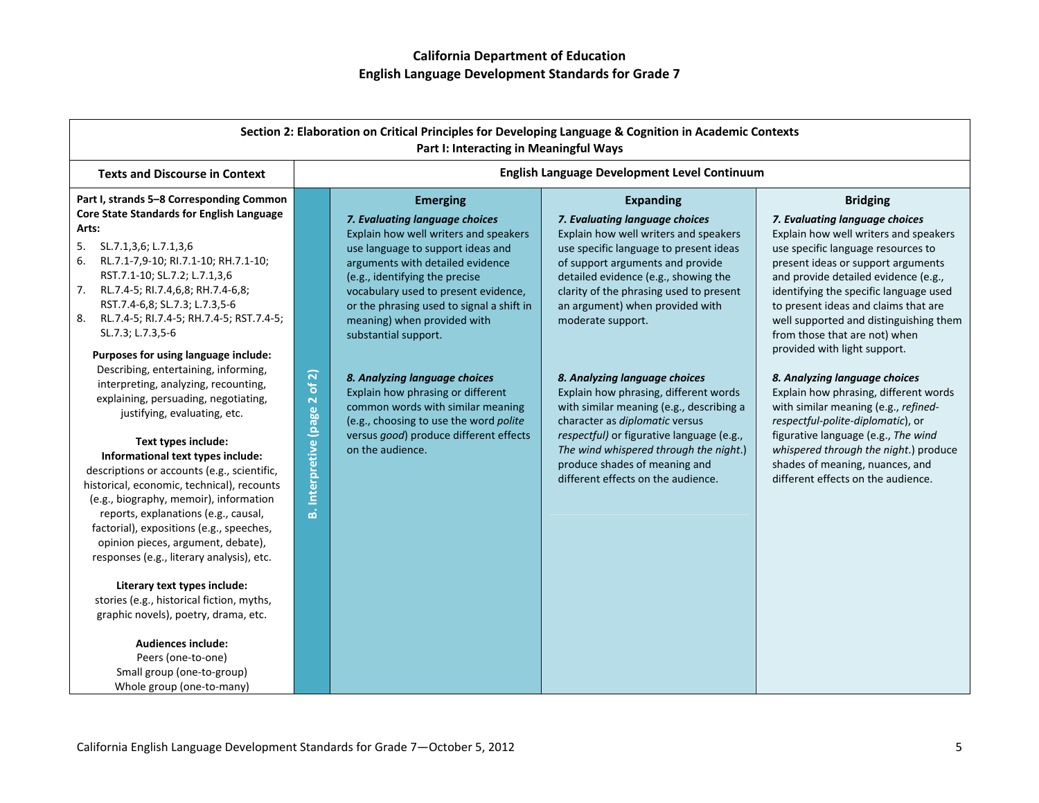# California Department of Education
## English Language Development Standards for Grade 7

| Section 2: Elaboration on Critical Principles for Developing Language & Cognition in Academic Contexts<br>Part I: Interacting in Meaningful Ways | | | | |
|---|---|---|---|---|
| **Texts and Discourse in Context** | **English Language Development Level Continuum** | | | |
| **Part I, strands 5–8 Corresponding Common Core State Standards for English Language Arts:**<br>5. SL.7.1,3,6; L.7.1,3,6<br>6. RL.7.1-7,9-10; RI.7.1-10; RH.7.1-10; RST.7.1-10; SL.7.2; L.7.1,3,6<br>7. RL.7.4-5; RI.7.4,6,8; RH.7.4-6,8; RST.7.4-6,8; SL.7.3; L.7.3,5-6<br>8. RL.7.4-5; RI.7.4-5; RH.7.4-5; RST.7.4-5; SL.7.3; L.7.3,5-6<br><br>**Purposes for using language include:**<br>Describing, entertaining, informing, interpreting, analyzing, recounting, explaining, persuading, negotiating, justifying, evaluating, etc.<br><br>**Text types include:**<br>**Informational text types include:**<br>descriptions or accounts (e.g., scientific, historical, economic, technical), recounts (e.g., biography, memoir), information reports, explanations (e.g., causal, factorial), expositions (e.g., speeches, opinion pieces, argument, debate), responses (e.g., literary analysis), etc.<br><br>**Literary text types include:**<br>stories (e.g., historical fiction, myths, graphic novels), poetry, drama, etc.<br><br>**Audiences include:**<br>Peers (one-to-one)<br>Small group (one-to-group)<br>Whole group (one-to-many) | **B. Interpretive (page 2 of 2)** | **Emerging**<br>***7. Evaluating language choices***<br>Explain how well writers and speakers use language to support ideas and arguments with detailed evidence (e.g., identifying the precise vocabulary used to present evidence, or the phrasing used to signal a shift in meaning) when provided with substantial support.<br><br>***8. Analyzing language choices***<br>Explain how phrasing or different common words with similar meaning (e.g., choosing to use the word *polite* versus *good*) produce different effects on the audience. | **Expanding**<br>***7. Evaluating language choices***<br>Explain how well writers and speakers use specific language to present ideas of support arguments and provide detailed evidence (e.g., showing the clarity of the phrasing used to present an argument) when provided with moderate support.<br><br>***8. Analyzing language choices***<br>Explain how phrasing, different words with similar meaning (e.g., describing a character as *diplomatic* versus *respectful)* or figurative language (e.g., *The wind whispered through the night*.) produce shades of meaning and different effects on the audience. | **Bridging**<br>***7. Evaluating language choices***<br>Explain how well writers and speakers use specific language resources to present ideas or support arguments and provide detailed evidence (e.g., identifying the specific language used to present ideas and claims that are well supported and distinguishing them from those that are not) when provided with light support.<br><br>***8. Analyzing language choices***<br>Explain how phrasing, different words with similar meaning (e.g., *refined-respectful-polite-diplomatic*), or figurative language (e.g., *The wind whispered through the night*.) produce shades of meaning, nuances, and different effects on the audience. |

California English Language Development Standards for Grade 7—October 5, 2012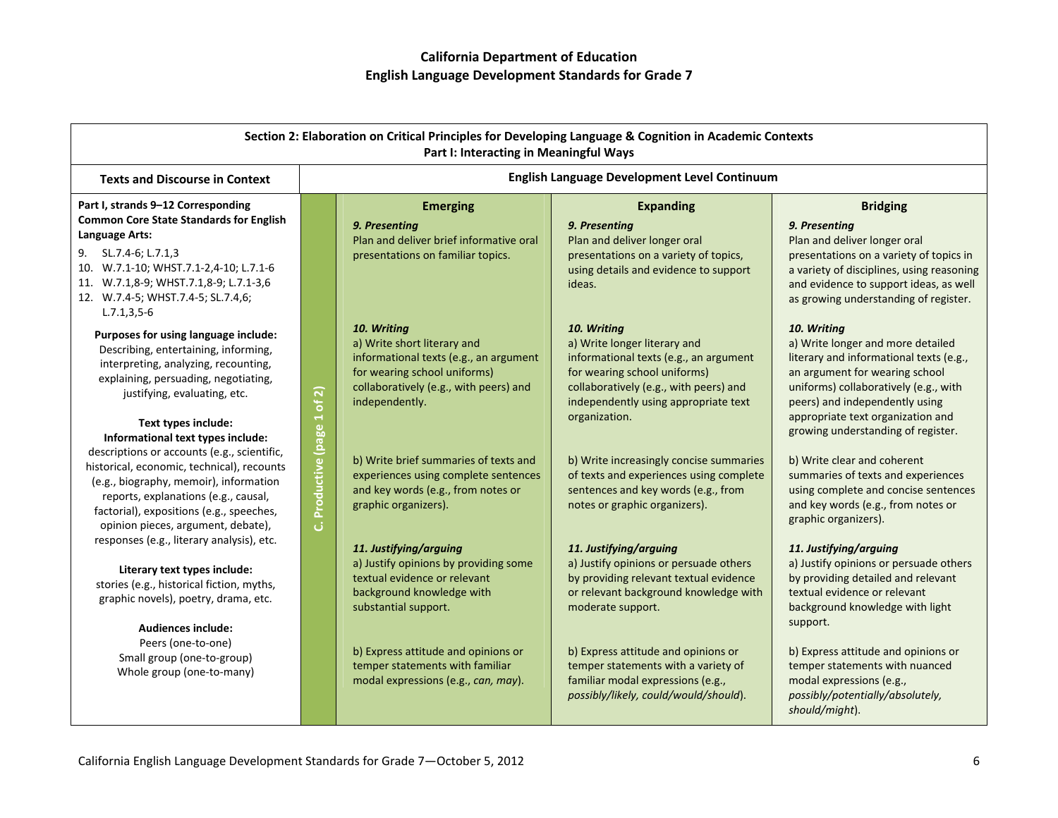# California Department of Education
## English Language Development Standards for Grade 7

| Section 2: Elaboration on Critical Principles for Developing Language & Cognition in Academic Contexts<br>Part I: Interacting in Meaningful Ways | | | | |
|---|---|---|---|---|
| **Texts and Discourse in Context** | | **English Language Development Level Continuum** | | |
| **Part I, strands 9–12 Corresponding Common Core State Standards for English Language Arts:**<br>9. SL.7.4-6; L.7.1,3<br>10. W.7.1-10; WHST.7.1-2,4-10; L.7.1-6<br>11. W.7.1,8-9; WHST.7.1,8-9; L.7.1-3,6<br>12. W.7.4-5; WHST.7.4-5; SL.7.4,6; L.7.1,3,5-6<br><br>**Purposes for using language include:**<br>Describing, entertaining, informing, interpreting, analyzing, recounting, explaining, persuading, negotiating, justifying, evaluating, etc.<br><br>**Text types include:**<br>**Informational text types include:**<br>descriptions or accounts (e.g., scientific, historical, economic, technical), recounts (e.g., biography, memoir), information reports, explanations (e.g., causal, factorial), expositions (e.g., speeches, opinion pieces, argument, debate), responses (e.g., literary analysis), etc.<br><br>**Literary text types include:**<br>stories (e.g., historical fiction, myths, graphic novels), poetry, drama, etc.<br><br>**Audiences include:**<br>Peers (one-to-one)<br>Small group (one-to-group)<br>Whole group (one-to-many) | **C. Productive (page 1 of 2)** | **Emerging**<br><br>***9. Presenting***<br>Plan and deliver brief informative oral presentations on familiar topics.<br><br>***10. Writing***<br>a) Write short literary and informational texts (e.g., an argument for wearing school uniforms) collaboratively (e.g., with peers) and independently.<br><br>b) Write brief summaries of texts and experiences using complete sentences and key words (e.g., from notes or graphic organizers).<br><br>***11. Justifying/arguing***<br>a) Justify opinions by providing some textual evidence or relevant background knowledge with substantial support.<br><br>b) Express attitude and opinions or temper statements with familiar modal expressions (e.g., *can, may*). | **Expanding**<br><br>***9. Presenting***<br>Plan and deliver longer oral presentations on a variety of topics, using details and evidence to support ideas.<br><br>***10. Writing***<br>a) Write longer literary and informational texts (e.g., an argument for wearing school uniforms) collaboratively (e.g., with peers) and independently using appropriate text organization.<br><br>b) Write increasingly concise summaries of texts and experiences using complete sentences and key words (e.g., from notes or graphic organizers).<br><br>***11. Justifying/arguing***<br>a) Justify opinions or persuade others by providing relevant textual evidence or relevant background knowledge with moderate support.<br><br>b) Express attitude and opinions or temper statements with a variety of familiar modal expressions (e.g., *possibly/likely, could/would/should*). | **Bridging**<br><br>***9. Presenting***<br>Plan and deliver longer oral presentations on a variety of topics in a variety of disciplines, using reasoning and evidence to support ideas, as well as growing understanding of register.<br><br>***10. Writing***<br>a) Write longer and more detailed literary and informational texts (e.g., an argument for wearing school uniforms) collaboratively (e.g., with peers) and independently using appropriate text organization and growing understanding of register.<br><br>b) Write clear and coherent summaries of texts and experiences using complete and concise sentences and key words (e.g., from notes or graphic organizers).<br><br>***11. Justifying/arguing***<br>a) Justify opinions or persuade others by providing detailed and relevant textual evidence or relevant background knowledge with light support.<br><br>b) Express attitude and opinions or temper statements with nuanced modal expressions (e.g., *possibly/potentially/absolutely, should/might*). |

California English Language Development Standards for Grade 7—October 5, 2012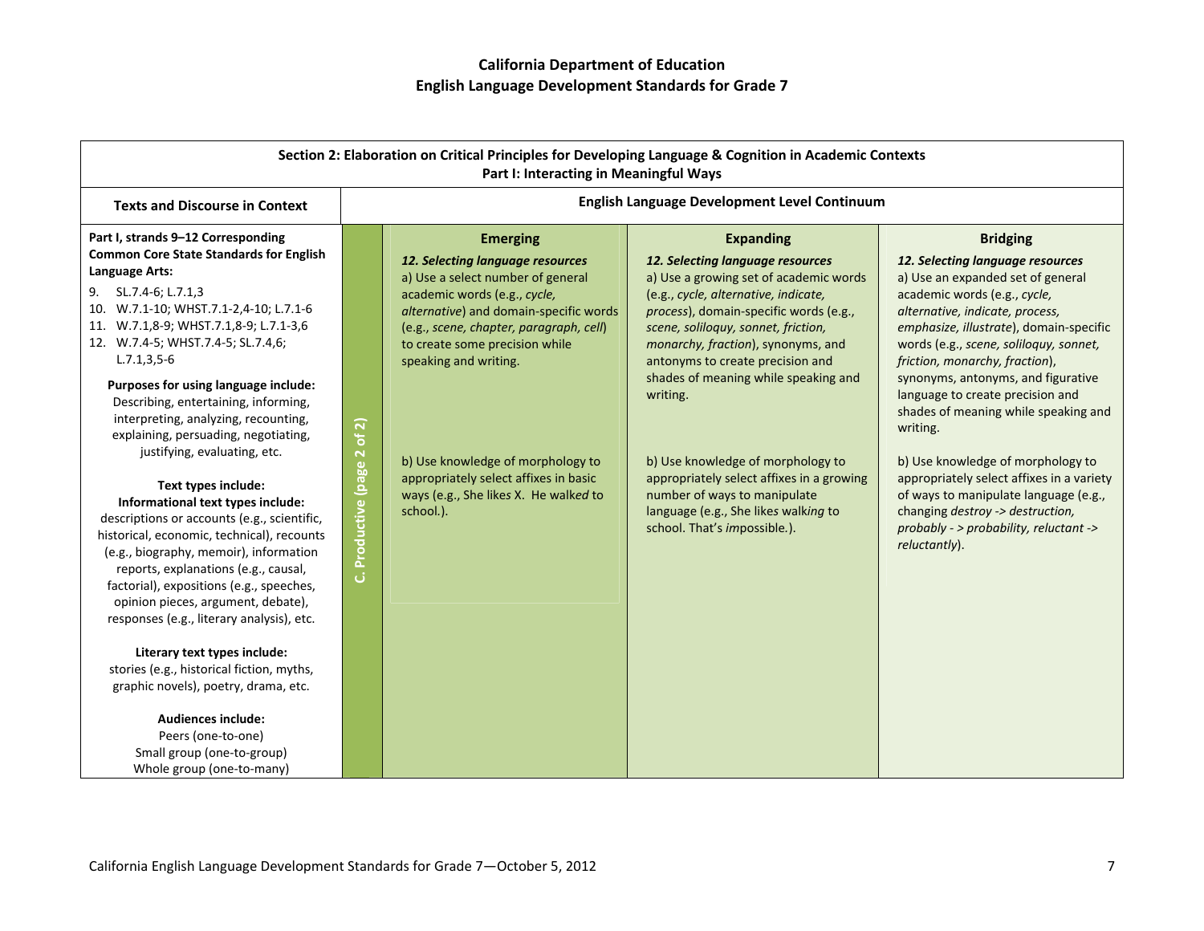# California Department of Education
## English Language Development Standards for Grade 7

| Section 2: Elaboration on Critical Principles for Developing Language & Cognition in Academic Contexts<br>Part I: Interacting in Meaningful Ways | | | | |
|---|---|---|---|---|
| **Texts and Discourse in Context** | | **English Language Development Level Continuum** | | |
| **Part I, strands 9–12 Corresponding Common Core State Standards for English Language Arts:**<br>9. SL.7.4-6; L.7.1,3<br>10. W.7.1-10; WHST.7.1-2,4-10; L.7.1-6<br>11. W.7.1,8-9; WHST.7.1,8-9; L.7.1-3,6<br>12. W.7.4-5; WHST.7.4-5; SL.7.4,6; L.7.1,3,5-6<br><br>**Purposes for using language include:** Describing, entertaining, informing, interpreting, analyzing, recounting, explaining, persuading, negotiating, justifying, evaluating, etc.<br><br>**Text types include:**<br>**Informational text types include:** descriptions or accounts (e.g., scientific, historical, economic, technical), recounts (e.g., biography, memoir), information reports, explanations (e.g., causal, factorial), expositions (e.g., speeches, opinion pieces, argument, debate), responses (e.g., literary analysis), etc.<br><br>**Literary text types include:** stories (e.g., historical fiction, myths, graphic novels), poetry, drama, etc.<br><br>**Audiences include:**<br>Peers (one-to-one)<br>Small group (one-to-group)<br>Whole group (one-to-many) | **C. Productive (page 2 of 2)** | **Emerging**<br><br>***12. Selecting language resources***<br>a) Use a select number of general academic words (e.g., *cycle, alternative*) and domain-specific words (e.g., *scene, chapter, paragraph, cell*) to create some precision while speaking and writing.<br><br>b) Use knowledge of morphology to appropriately select affixes in basic ways (e.g., She like*s* X. He walk*ed* to school.). | **Expanding**<br><br>***12. Selecting language resources***<br>a) Use a growing set of academic words (e.g., *cycle, alternative, indicate, process*), domain-specific words (e.g., *scene, soliloquy, sonnet, friction, monarchy, fraction*), synonyms, and antonyms to create precision and shades of meaning while speaking and writing.<br><br>b) Use knowledge of morphology to appropriately select affixes in a growing number of ways to manipulate language (e.g., She like*s* walk*ing* to school. That's *im*possible.). | **Bridging**<br><br>***12. Selecting language resources***<br>a) Use an expanded set of general academic words (e.g., *cycle, alternative, indicate, process, emphasize, illustrate*), domain-specific words (e.g., *scene, soliloquy, sonnet, friction, monarchy, fraction*), synonyms, antonyms, and figurative language to create precision and shades of meaning while speaking and writing.<br><br>b) Use knowledge of morphology to appropriately select affixes in a variety of ways to manipulate language (e.g., changing *destroy -> destruction, probably - > probability, reluctant -> reluctantly*). |

California English Language Development Standards for Grade 7—October 5, 2012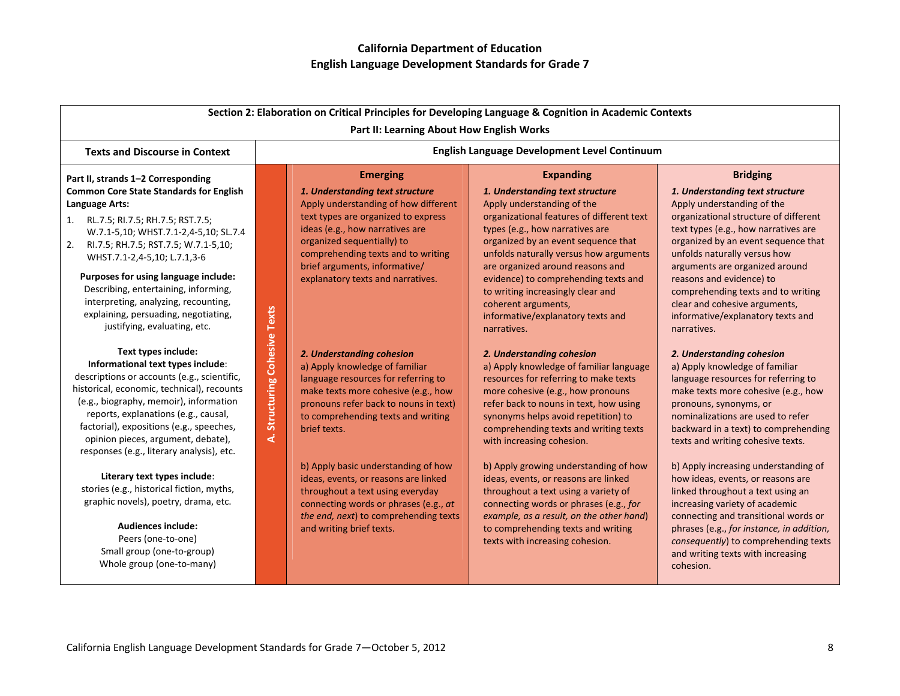# California Department of Education
# English Language Development Standards for Grade 7

| Section 2: Elaboration on Critical Principles for Developing Language & Cognition in Academic Contexts<br>Part II: Learning About How English Works | | | | |
|---|---|---|---|---|
| **Texts and Discourse in Context** | | **English Language Development Level Continuum** | | |
| | | **Emerging** | **Expanding** | **Bridging** |
| **Part II, strands 1–2 Corresponding Common Core State Standards for English Language Arts:**<br>1. RL.7.5; RI.7.5; RH.7.5; RST.7.5; W.7.1-5,10; WHST.7.1-2,4-5,10; SL.7.4<br>2. RI.7.5; RH.7.5; RST.7.5; W.7.1-5,10; WHST.7.1-2,4-5,10; L.7.1,3-6<br><br>**Purposes for using language include:** Describing, entertaining, informing, interpreting, analyzing, recounting, explaining, persuading, negotiating, justifying, evaluating, etc.<br><br>**Text types include:**<br>**Informational text types include**: descriptions or accounts (e.g., scientific, historical, economic, technical), recounts (e.g., biography, memoir), information reports, explanations (e.g., causal, factorial), expositions (e.g., speeches, opinion pieces, argument, debate), responses (e.g., literary analysis), etc.<br><br>**Literary text types include**: stories (e.g., historical fiction, myths, graphic novels), poetry, drama, etc.<br><br>**Audiences include:**<br>Peers (one-to-one)<br>Small group (one-to-group)<br>Whole group (one-to-many) | **A. Structuring Cohesive Texts** | ***1. Understanding text structure***<br>Apply understanding of how different text types are organized to express ideas (e.g., how narratives are organized sequentially) to comprehending texts and to writing brief arguments, informative/ explanatory texts and narratives.<br><br>***2. Understanding cohesion***<br>a) Apply knowledge of familiar language resources for referring to make texts more cohesive (e.g., how pronouns refer back to nouns in text) to comprehending texts and writing brief texts.<br><br>b) Apply basic understanding of how ideas, events, or reasons are linked throughout a text using everyday connecting words or phrases (e.g., *at the end, next*) to comprehending texts and writing brief texts. | ***1. Understanding text structure***<br>Apply understanding of the organizational features of different text types (e.g., how narratives are organized by an event sequence that unfolds naturally versus how arguments are organized around reasons and evidence) to comprehending texts and to writing increasingly clear and coherent arguments, informative/explanatory texts and narratives.<br><br>***2. Understanding cohesion***<br>a) Apply knowledge of familiar language resources for referring to make texts more cohesive (e.g., how pronouns refer back to nouns in text, how using synonyms helps avoid repetition) to comprehending texts and writing texts with increasing cohesion.<br><br>b) Apply growing understanding of how ideas, events, or reasons are linked throughout a text using a variety of connecting words or phrases (e.g., *for example, as a result, on the other hand*) to comprehending texts and writing texts with increasing cohesion. | ***1. Understanding text structure***<br>Apply understanding of the organizational structure of different text types (e.g., how narratives are organized by an event sequence that unfolds naturally versus how arguments are organized around reasons and evidence) to comprehending texts and to writing clear and cohesive arguments, informative/explanatory texts and narratives.<br><br>***2. Understanding cohesion***<br>a) Apply knowledge of familiar language resources for referring to make texts more cohesive (e.g., how pronouns, synonyms, or nominalizations are used to refer backward in a text) to comprehending texts and writing cohesive texts.<br><br>b) Apply increasing understanding of how ideas, events, or reasons are linked throughout a text using an increasing variety of academic connecting and transitional words or phrases (e.g., *for instance, in addition, consequently*) to comprehending texts and writing texts with increasing cohesion. |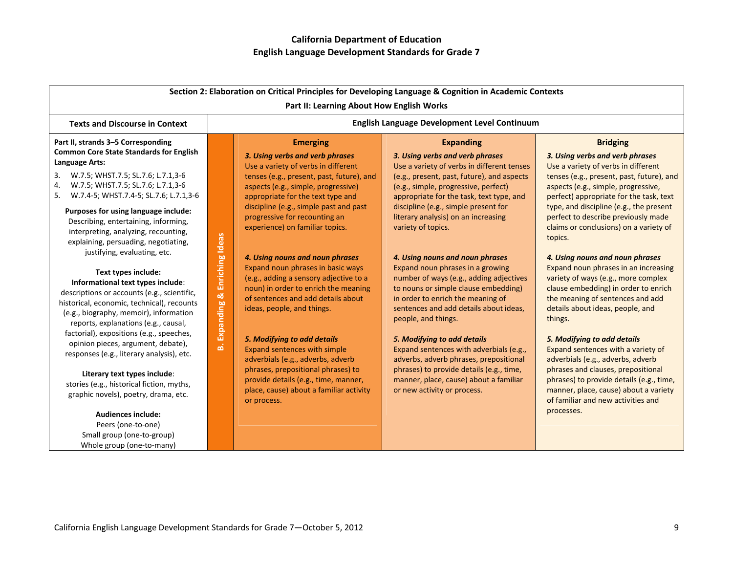**California Department of Education**
**English Language Development Standards for Grade 7**

| Section 2: Elaboration on Critical Principles for Developing Language & Cognition in Academic Contexts<br>Part II: Learning About How English Works | | | | |
|---|---|---|---|---|
| **Texts and Discourse in Context** | **English Language Development Level Continuum** | | | |
| **Part II, strands 3–5 Corresponding Common Core State Standards for English Language Arts:**<br>3. W.7.5; WHST.7.5; SL.7.6; L.7.1,3-6<br>4. W.7.5; WHST.7.5; SL.7.6; L.7.1,3-6<br>5. W.7.4-5; WHST.7.4-5; SL.7.6; L.7.1,3-6<br><br>**Purposes for using language include:** Describing, entertaining, informing, interpreting, analyzing, recounting, explaining, persuading, negotiating, justifying, evaluating, etc.<br><br>**Text types include:**<br>**Informational text types include**: descriptions or accounts (e.g., scientific, historical, economic, technical), recounts (e.g., biography, memoir), information reports, explanations (e.g., causal, factorial), expositions (e.g., speeches, opinion pieces, argument, debate), responses (e.g., literary analysis), etc.<br><br>**Literary text types include**: stories (e.g., historical fiction, myths, graphic novels), poetry, drama, etc.<br><br>**Audiences include:**<br>Peers (one-to-one)<br>Small group (one-to-group)<br>Whole group (one-to-many) | **B. Expanding & Enriching Ideas** | **Emerging**<br><br>***3. Using verbs and verb phrases***<br>Use a variety of verbs in different tenses (e.g., present, past, future), and aspects (e.g., simple, progressive) appropriate for the text type and discipline (e.g., simple past and past progressive for recounting an experience) on familiar topics.<br><br>***4. Using nouns and noun phrases***<br>Expand noun phrases in basic ways (e.g., adding a sensory adjective to a noun) in order to enrich the meaning of sentences and add details about ideas, people, and things.<br><br>***5. Modifying to add details***<br>Expand sentences with simple adverbials (e.g., adverbs, adverb phrases, prepositional phrases) to provide details (e.g., time, manner, place, cause) about a familiar activity or process. | **Expanding**<br><br>***3. Using verbs and verb phrases***<br>Use a variety of verbs in different tenses (e.g., present, past, future), and aspects (e.g., simple, progressive, perfect) appropriate for the task, text type, and discipline (e.g., simple present for literary analysis) on an increasing variety of topics.<br><br>***4. Using nouns and noun phrases***<br>Expand noun phrases in a growing number of ways (e.g., adding adjectives to nouns or simple clause embedding) in order to enrich the meaning of sentences and add details about ideas, people, and things.<br><br>***5. Modifying to add details***<br>Expand sentences with adverbials (e.g., adverbs, adverb phrases, prepositional phrases) to provide details (e.g., time, manner, place, cause) about a familiar or new activity or process. | **Bridging**<br><br>***3. Using verbs and verb phrases***<br>Use a variety of verbs in different tenses (e.g., present, past, future), and aspects (e.g., simple, progressive, perfect) appropriate for the task, text type, and discipline (e.g., the present perfect to describe previously made claims or conclusions) on a variety of topics.<br><br>***4. Using nouns and noun phrases***<br>Expand noun phrases in an increasing variety of ways (e.g., more complex clause embedding) in order to enrich the meaning of sentences and add details about ideas, people, and things.<br><br>***5. Modifying to add details***<br>Expand sentences with a variety of adverbials (e.g., adverbs, adverb phrases and clauses, prepositional phrases) to provide details (e.g., time, manner, place, cause) about a variety of familiar and new activities and processes. |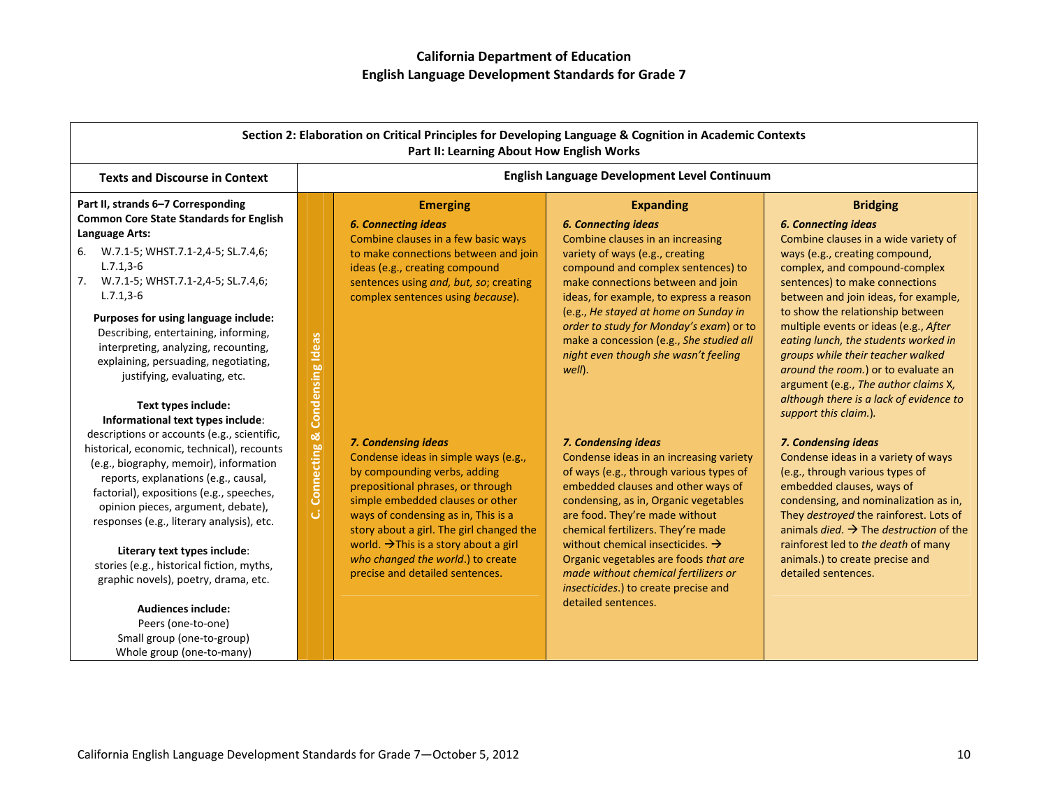# California Department of Education
## English Language Development Standards for Grade 7

**Section 2: Elaboration on Critical Principles for Developing Language & Cognition in Academic Contexts**
**Part II: Learning About How English Works**

| Texts and Discourse in Context | | English Language Development Level Continuum | | |
|---|---|---|---|---|
| | | **Emerging** | **Expanding** | **Bridging** |
| **Part II, strands 6–7 Corresponding Common Core State Standards for English Language Arts:**<br>6. W.7.1-5; WHST.7.1-2,4-5; SL.7.4,6; L.7.1,3-6<br>7. W.7.1-5; WHST.7.1-2,4-5; SL.7.4,6; L.7.1,3-6<br><br>**Purposes for using language include:** Describing, entertaining, informing, interpreting, analyzing, recounting, explaining, persuading, negotiating, justifying, evaluating, etc.<br><br>**Text types include:**<br>**Informational text types include**: descriptions or accounts (e.g., scientific, historical, economic, technical), recounts (e.g., biography, memoir), information reports, explanations (e.g., causal, factorial), expositions (e.g., speeches, opinion pieces, argument, debate), responses (e.g., literary analysis), etc.<br><br>**Literary text types include**: stories (e.g., historical fiction, myths, graphic novels), poetry, drama, etc.<br><br>**Audiences include:**<br>Peers (one-to-one)<br>Small group (one-to-group)<br>Whole group (one-to-many) | **C. Connecting & Condensing Ideas** | ***6. Connecting ideas***<br>Combine clauses in a few basic ways to make connections between and join ideas (e.g., creating compound sentences using *and, but, so*; creating complex sentences using *because*).<br><br>***7. Condensing ideas***<br>Condense ideas in simple ways (e.g., by compounding verbs, adding prepositional phrases, or through simple embedded clauses or other ways of condensing as in, This is a story about a girl. The girl changed the world. →This is a story about a girl *who changed the world*.) to create precise and detailed sentences. | ***6. Connecting ideas***<br>Combine clauses in an increasing variety of ways (e.g., creating compound and complex sentences) to make connections between and join ideas, for example, to express a reason (e.g., *He stayed at home on Sunday in order to study for Monday's exam*) or to make a concession (e.g., *She studied all night even though she wasn't feeling well*).<br><br>***7. Condensing ideas***<br>Condense ideas in an increasing variety of ways (e.g., through various types of embedded clauses and other ways of condensing, as in, Organic vegetables are food. They're made without chemical fertilizers. They're made without chemical insecticides. → Organic vegetables are foods *that are made without chemical fertilizers or insecticides*.) to create precise and detailed sentences. | ***6. Connecting ideas***<br>Combine clauses in a wide variety of ways (e.g., creating compound, complex, and compound-complex sentences) to make connections between and join ideas, for example, to show the relationship between multiple events or ideas (e.g., *After eating lunch, the students worked in groups while their teacher walked around the room.*) or to evaluate an argument (e.g., *The author claims X, although there is a lack of evidence to support this claim.*).<br><br>***7. Condensing ideas***<br>Condense ideas in a variety of ways (e.g., through various types of embedded clauses, ways of condensing, and nominalization as in, They *destroyed* the rainforest. Lots of animals *died*. → The *destruction* of the rainforest led to *the death* of many animals.) to create precise and detailed sentences. |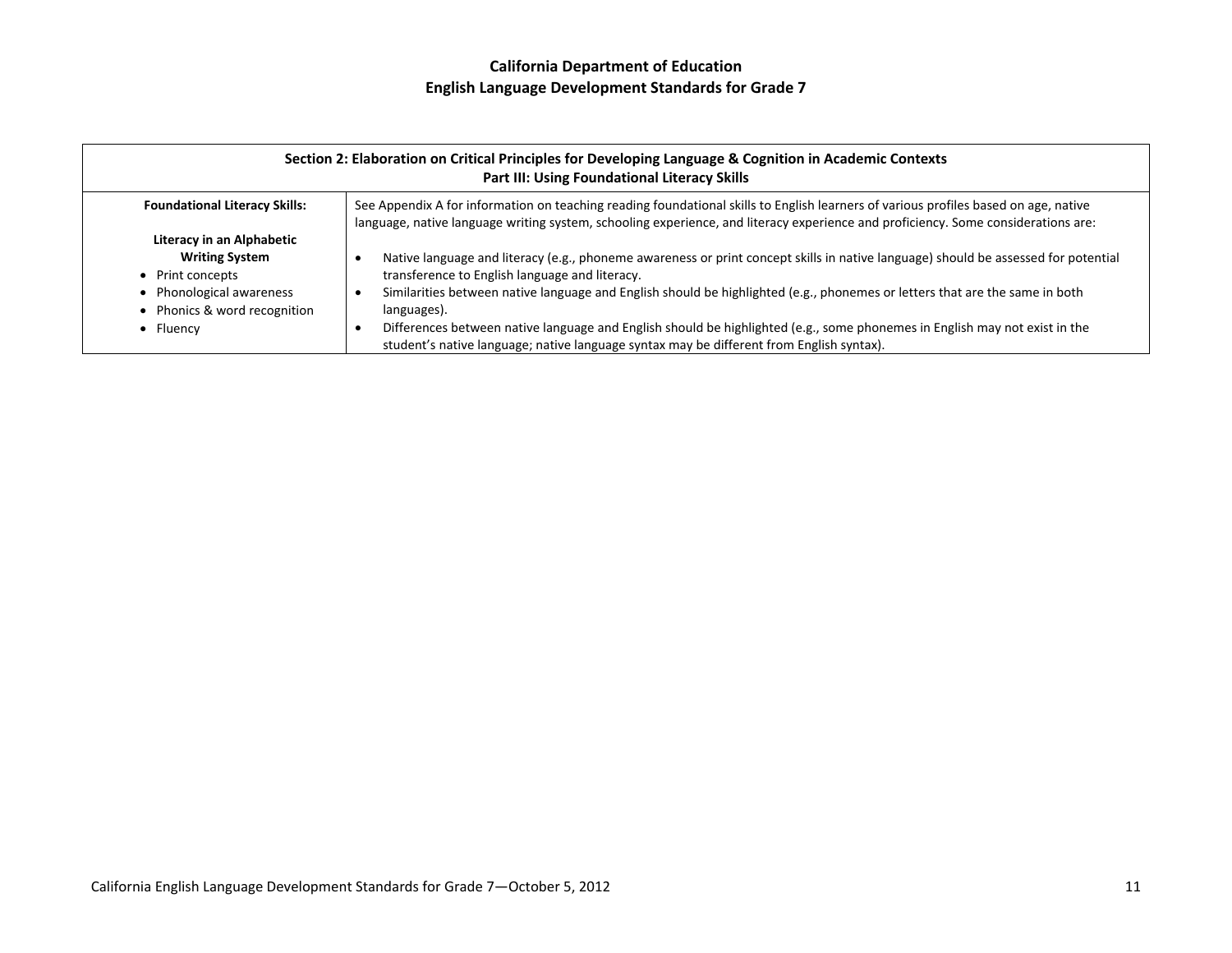# California Department of Education
## English Language Development Standards for Grade 7

| Section 2: Elaboration on Critical Principles for Developing Language & Cognition in Academic Contexts<br>Part III: Using Foundational Literacy Skills | |
|---|---|
| **Foundational Literacy Skills:**<br><br>**Literacy in an Alphabetic Writing System**<br>• Print concepts<br>• Phonological awareness<br>• Phonics & word recognition<br>• Fluency | See Appendix A for information on teaching reading foundational skills to English learners of various profiles based on age, native language, native language writing system, schooling experience, and literacy experience and proficiency. Some considerations are:<br><br>• Native language and literacy (e.g., phoneme awareness or print concept skills in native language) should be assessed for potential transference to English language and literacy.<br>• Similarities between native language and English should be highlighted (e.g., phonemes or letters that are the same in both languages).<br>• Differences between native language and English should be highlighted (e.g., some phonemes in English may not exist in the student's native language; native language syntax may be different from English syntax). |